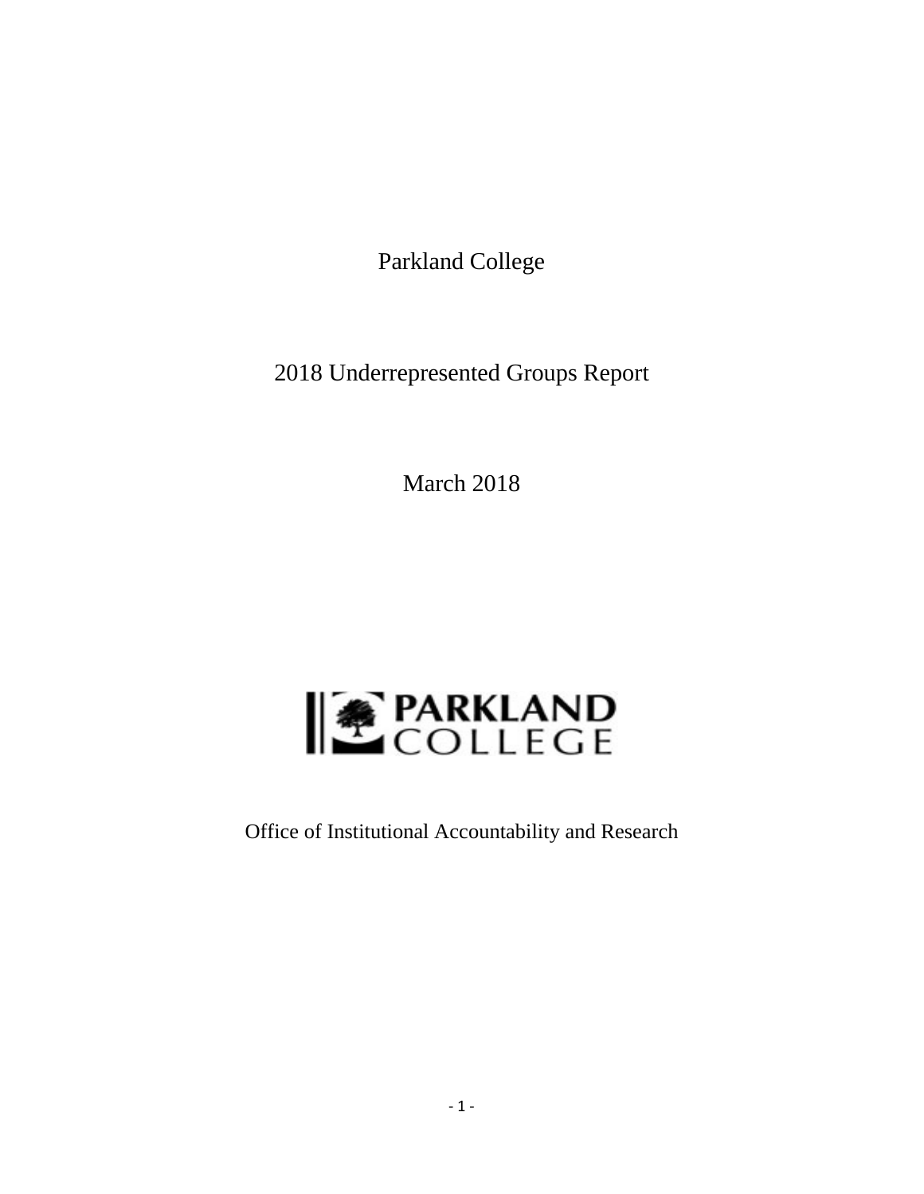# Parkland College

## 2018 Underrepresented Groups Report

March 2018

PARKLAND COLLEGE

Office of Institutional Accountability and Research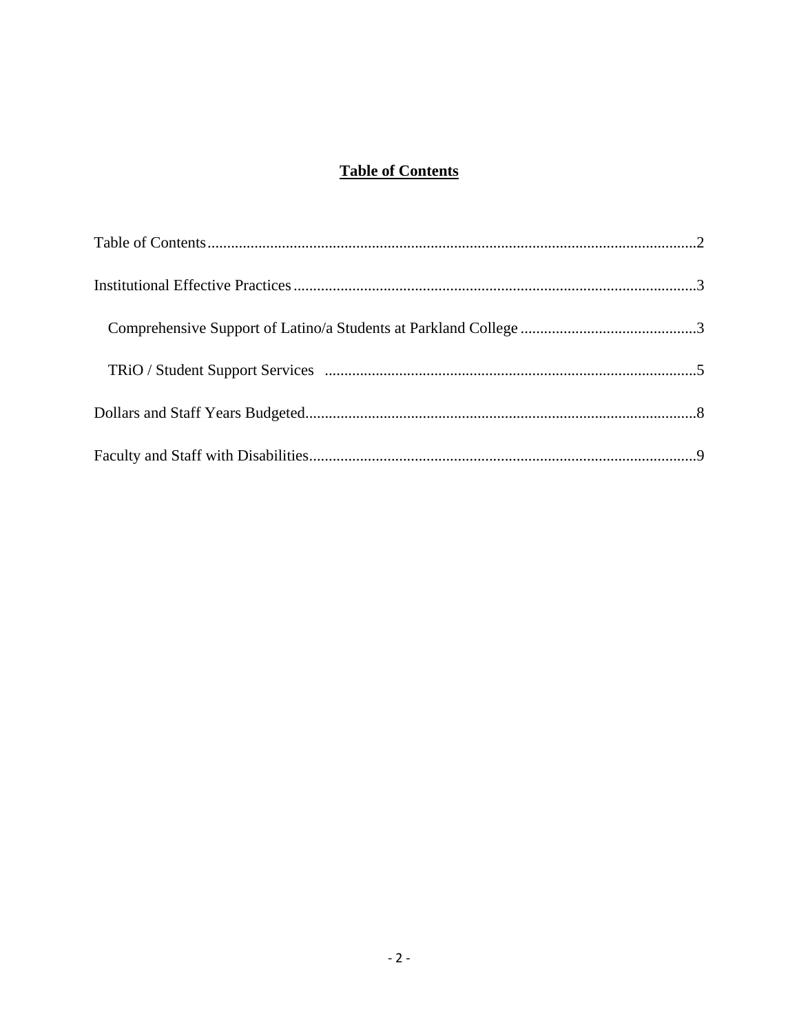# Table of Contents

Table of Contents ........................................................................................................................2

Institutional Effective Practices ......................................................................................................3

  Comprehensive Support of Latino/a Students at Parkland College ............................................3

  TRiO / Student Support Services ..............................................................................................5

Dollars and Staff Years Budgeted...................................................................................................8

Faculty and Staff with Disabilities..................................................................................................9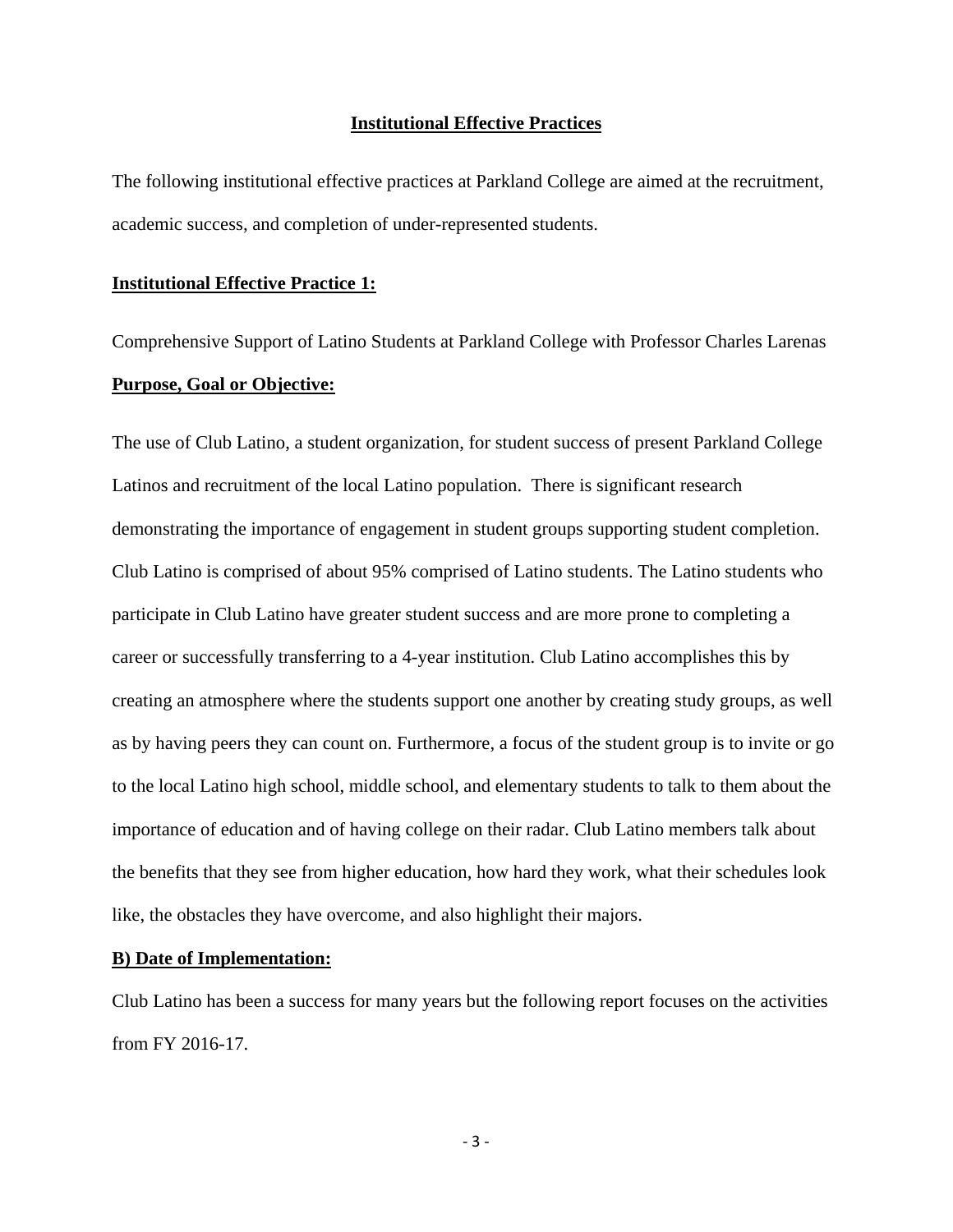## Institutional Effective Practices

The following institutional effective practices at Parkland College are aimed at the recruitment, academic success, and completion of under-represented students.

### Institutional Effective Practice 1:

Comprehensive Support of Latino Students at Parkland College with Professor Charles Larenas

**Purpose, Goal or Objective:**

The use of Club Latino, a student organization, for student success of present Parkland College Latinos and recruitment of the local Latino population. There is significant research demonstrating the importance of engagement in student groups supporting student completion. Club Latino is comprised of about 95% comprised of Latino students. The Latino students who participate in Club Latino have greater student success and are more prone to completing a career or successfully transferring to a 4-year institution. Club Latino accomplishes this by creating an atmosphere where the students support one another by creating study groups, as well as by having peers they can count on. Furthermore, a focus of the student group is to invite or go to the local Latino high school, middle school, and elementary students to talk to them about the importance of education and of having college on their radar. Club Latino members talk about the benefits that they see from higher education, how hard they work, what their schedules look like, the obstacles they have overcome, and also highlight their majors.

**B) Date of Implementation:**

Club Latino has been a success for many years but the following report focuses on the activities from FY 2016-17.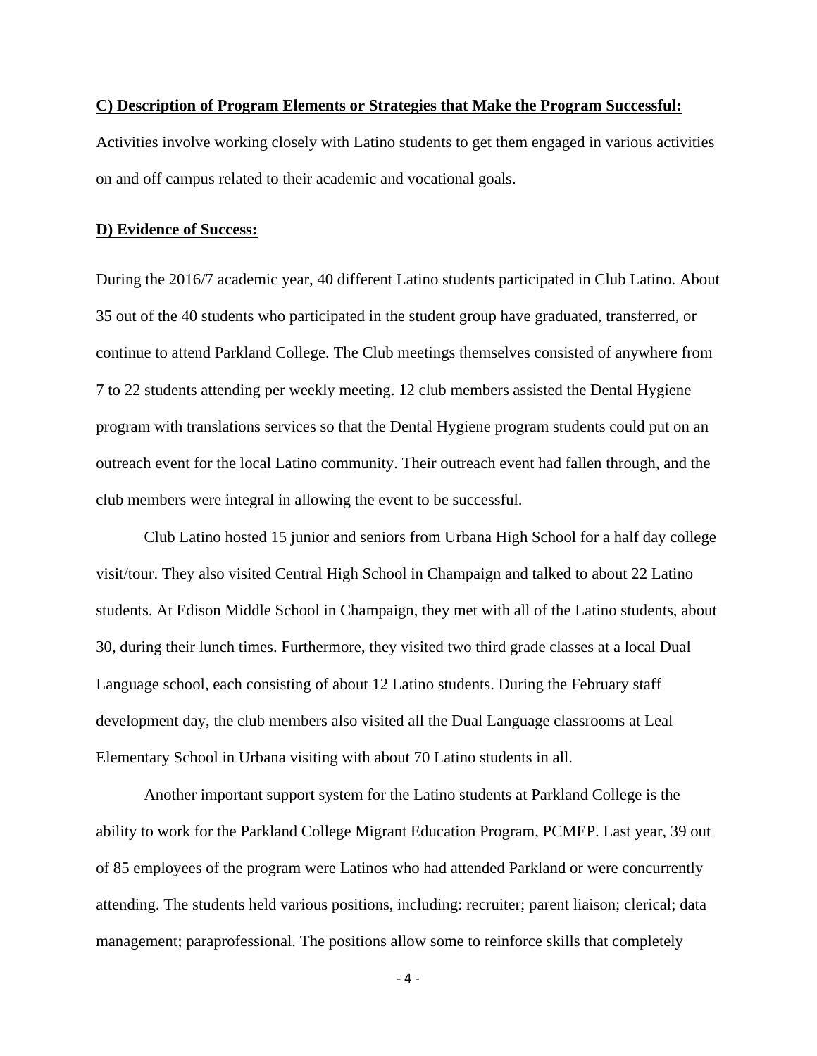**C) Description of Program Elements or Strategies that Make the Program Successful:**

Activities involve working closely with Latino students to get them engaged in various activities on and off campus related to their academic and vocational goals.

**D) Evidence of Success:**

During the 2016/7 academic year, 40 different Latino students participated in Club Latino. About 35 out of the 40 students who participated in the student group have graduated, transferred, or continue to attend Parkland College. The Club meetings themselves consisted of anywhere from 7 to 22 students attending per weekly meeting. 12 club members assisted the Dental Hygiene program with translations services so that the Dental Hygiene program students could put on an outreach event for the local Latino community. Their outreach event had fallen through, and the club members were integral in allowing the event to be successful.

Club Latino hosted 15 junior and seniors from Urbana High School for a half day college visit/tour. They also visited Central High School in Champaign and talked to about 22 Latino students. At Edison Middle School in Champaign, they met with all of the Latino students, about 30, during their lunch times. Furthermore, they visited two third grade classes at a local Dual Language school, each consisting of about 12 Latino students. During the February staff development day, the club members also visited all the Dual Language classrooms at Leal Elementary School in Urbana visiting with about 70 Latino students in all.

Another important support system for the Latino students at Parkland College is the ability to work for the Parkland College Migrant Education Program, PCMEP. Last year, 39 out of 85 employees of the program were Latinos who had attended Parkland or were concurrently attending. The students held various positions, including: recruiter; parent liaison; clerical; data management; paraprofessional. The positions allow some to reinforce skills that completely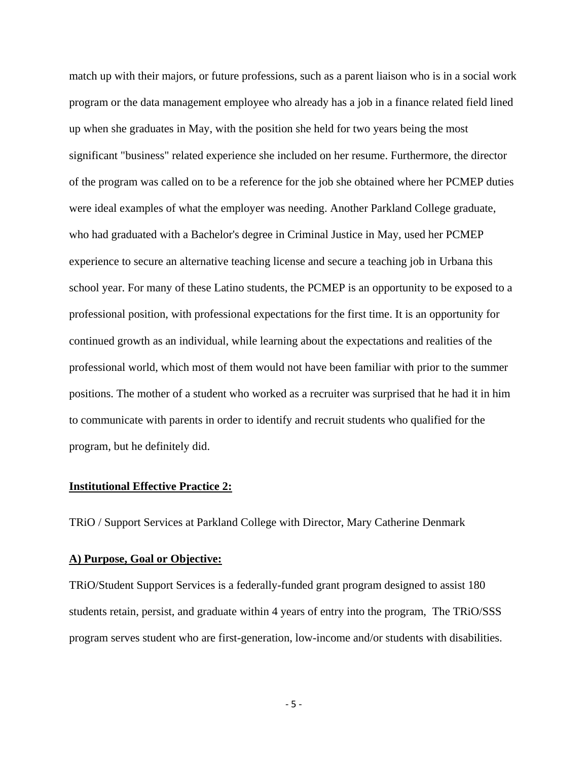match up with their majors, or future professions, such as a parent liaison who is in a social work program or the data management employee who already has a job in a finance related field lined up when she graduates in May, with the position she held for two years being the most significant "business" related experience she included on her resume. Furthermore, the director of the program was called on to be a reference for the job she obtained where her PCMEP duties were ideal examples of what the employer was needing. Another Parkland College graduate, who had graduated with a Bachelor's degree in Criminal Justice in May, used her PCMEP experience to secure an alternative teaching license and secure a teaching job in Urbana this school year. For many of these Latino students, the PCMEP is an opportunity to be exposed to a professional position, with professional expectations for the first time. It is an opportunity for continued growth as an individual, while learning about the expectations and realities of the professional world, which most of them would not have been familiar with prior to the summer positions. The mother of a student who worked as a recruiter was surprised that he had it in him to communicate with parents in order to identify and recruit students who qualified for the program, but he definitely did.

**Institutional Effective Practice 2:**

TRiO / Support Services at Parkland College with Director, Mary Catherine Denmark

**A) Purpose, Goal or Objective:**

TRiO/Student Support Services is a federally-funded grant program designed to assist 180 students retain, persist, and graduate within 4 years of entry into the program, The TRiO/SSS program serves student who are first-generation, low-income and/or students with disabilities.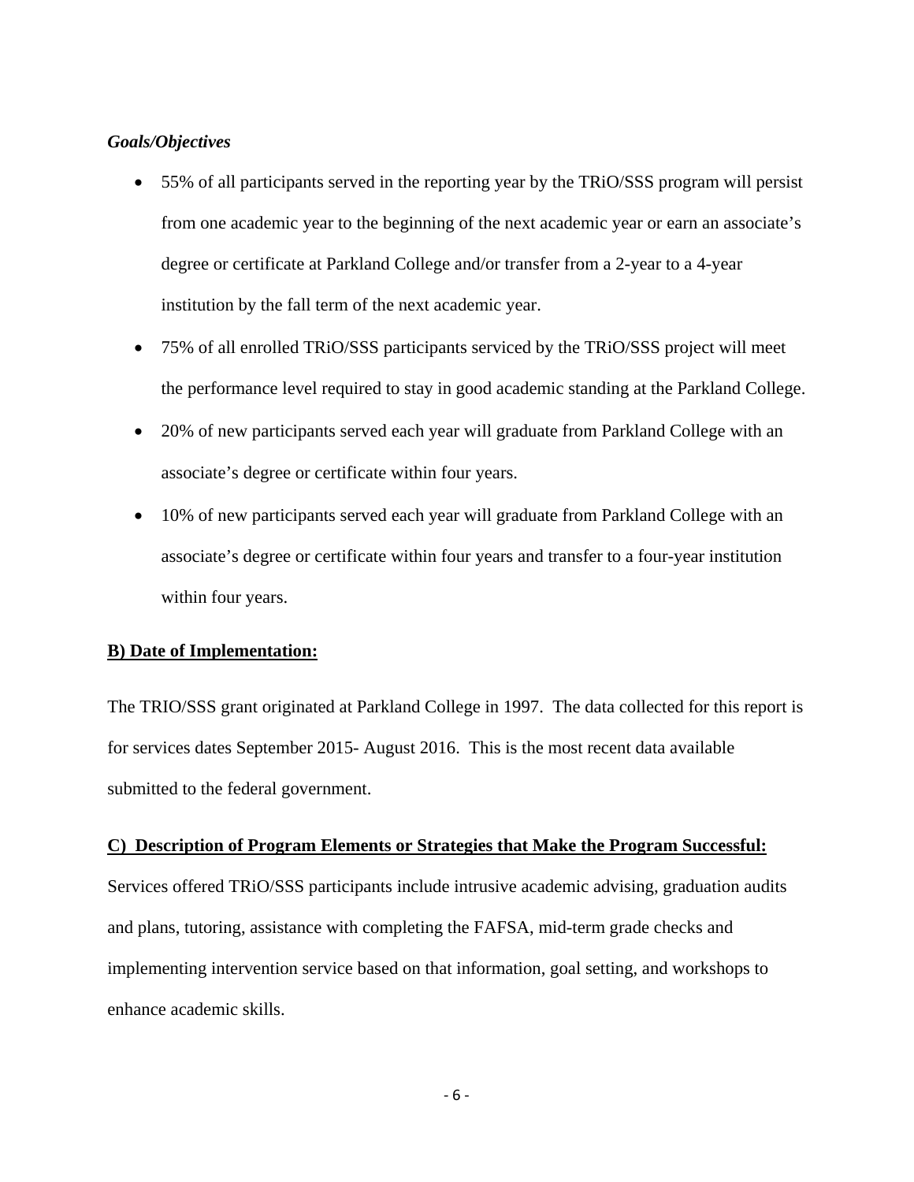***Goals/Objectives***

- 55% of all participants served in the reporting year by the TRiO/SSS program will persist from one academic year to the beginning of the next academic year or earn an associate's degree or certificate at Parkland College and/or transfer from a 2-year to a 4-year institution by the fall term of the next academic year.
- 75% of all enrolled TRiO/SSS participants serviced by the TRiO/SSS project will meet the performance level required to stay in good academic standing at the Parkland College.
- 20% of new participants served each year will graduate from Parkland College with an associate's degree or certificate within four years.
- 10% of new participants served each year will graduate from Parkland College with an associate's degree or certificate within four years and transfer to a four-year institution within four years.

**B) Date of Implementation:**

The TRIO/SSS grant originated at Parkland College in 1997. The data collected for this report is for services dates September 2015- August 2016. This is the most recent data available submitted to the federal government.

**C) Description of Program Elements or Strategies that Make the Program Successful:**

Services offered TRiO/SSS participants include intrusive academic advising, graduation audits and plans, tutoring, assistance with completing the FAFSA, mid-term grade checks and implementing intervention service based on that information, goal setting, and workshops to enhance academic skills.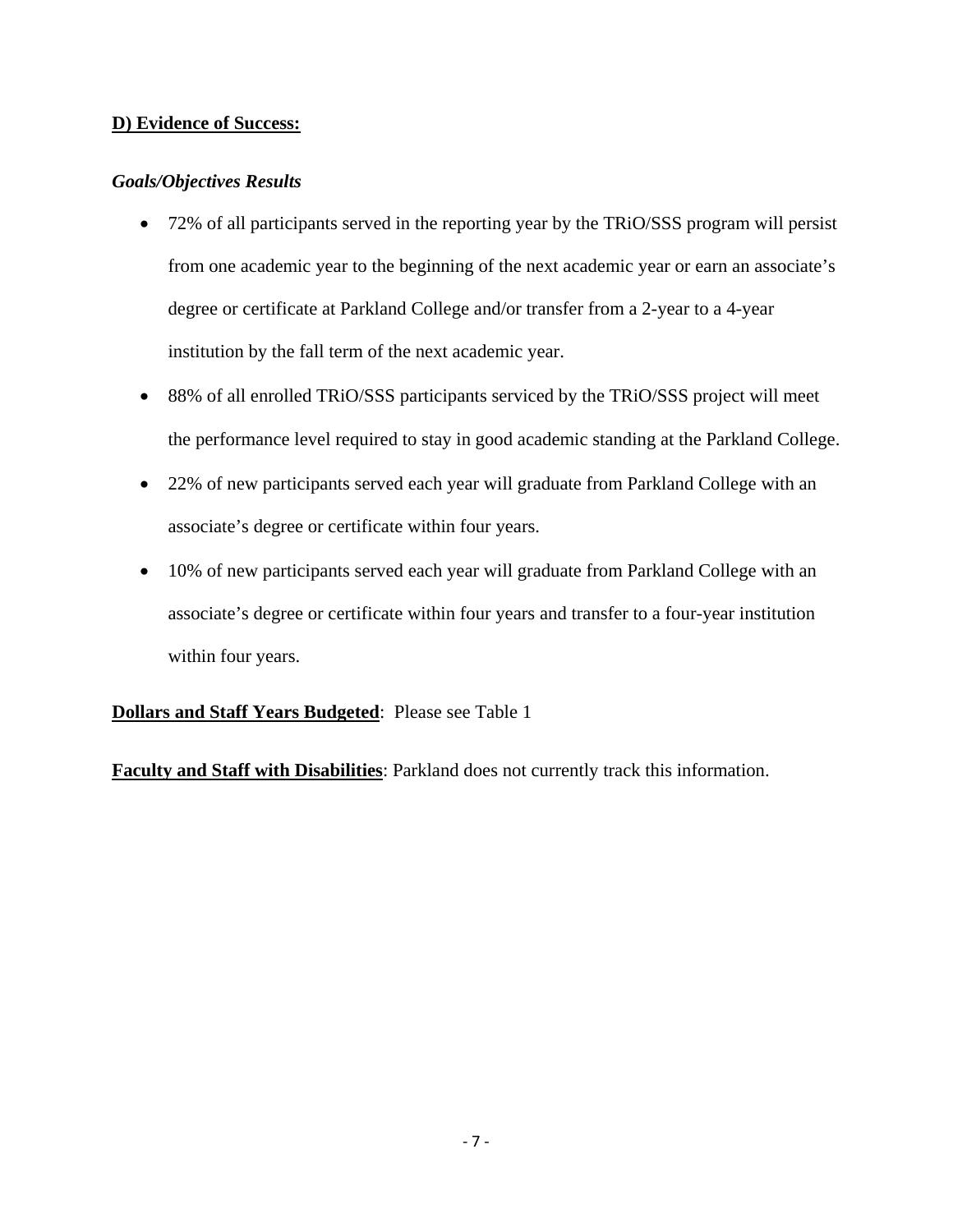**D) Evidence of Success:**

***Goals/Objectives Results***

- 72% of all participants served in the reporting year by the TRiO/SSS program will persist from one academic year to the beginning of the next academic year or earn an associate's degree or certificate at Parkland College and/or transfer from a 2-year to a 4-year institution by the fall term of the next academic year.
- 88% of all enrolled TRiO/SSS participants serviced by the TRiO/SSS project will meet the performance level required to stay in good academic standing at the Parkland College.
- 22% of new participants served each year will graduate from Parkland College with an associate's degree or certificate within four years.
- 10% of new participants served each year will graduate from Parkland College with an associate's degree or certificate within four years and transfer to a four-year institution within four years.

**Dollars and Staff Years Budgeted**: Please see Table 1

**Faculty and Staff with Disabilities**: Parkland does not currently track this information.